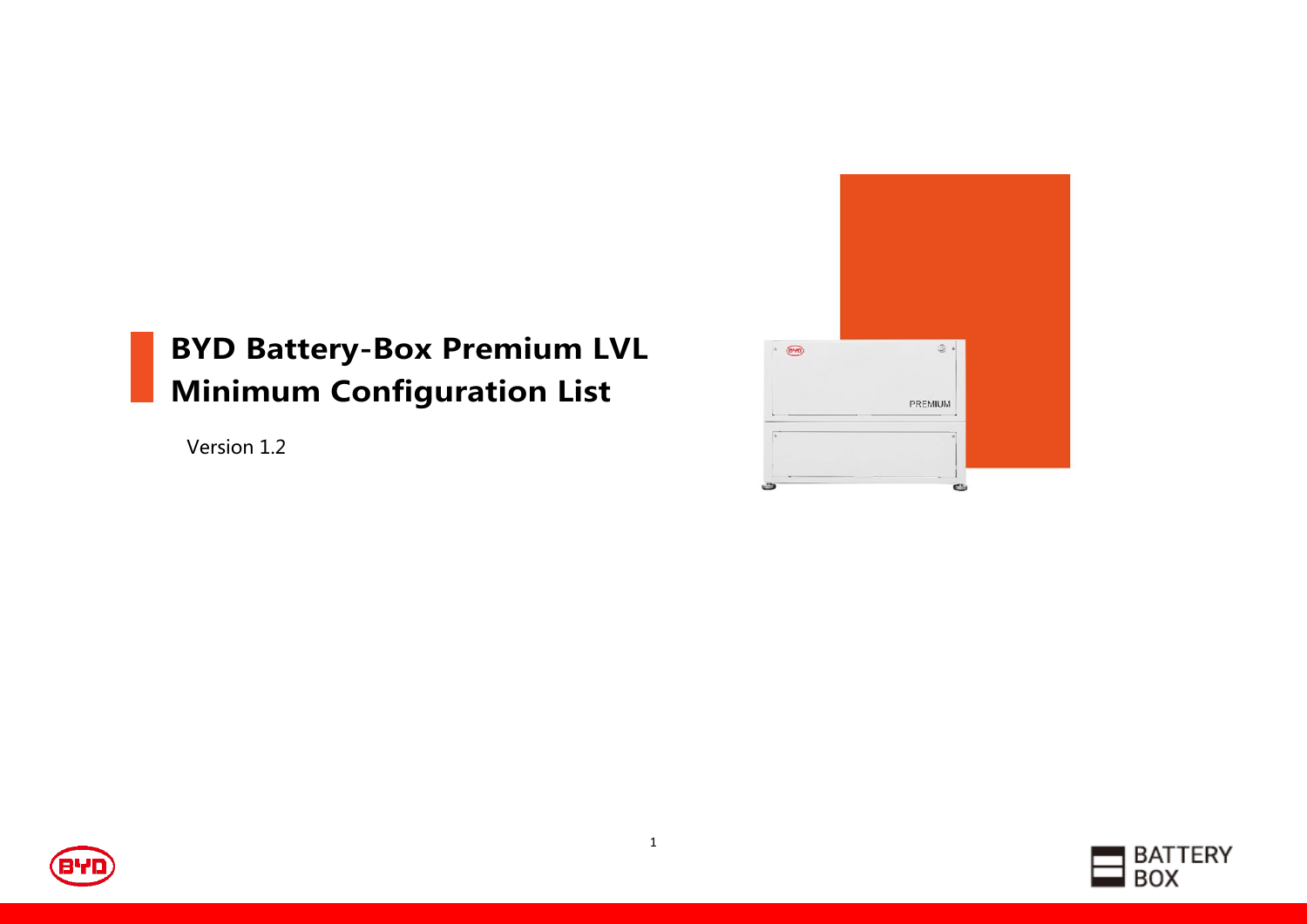# BYD Battery-Box Premium LVL Minimum Configuration List

Version 1.2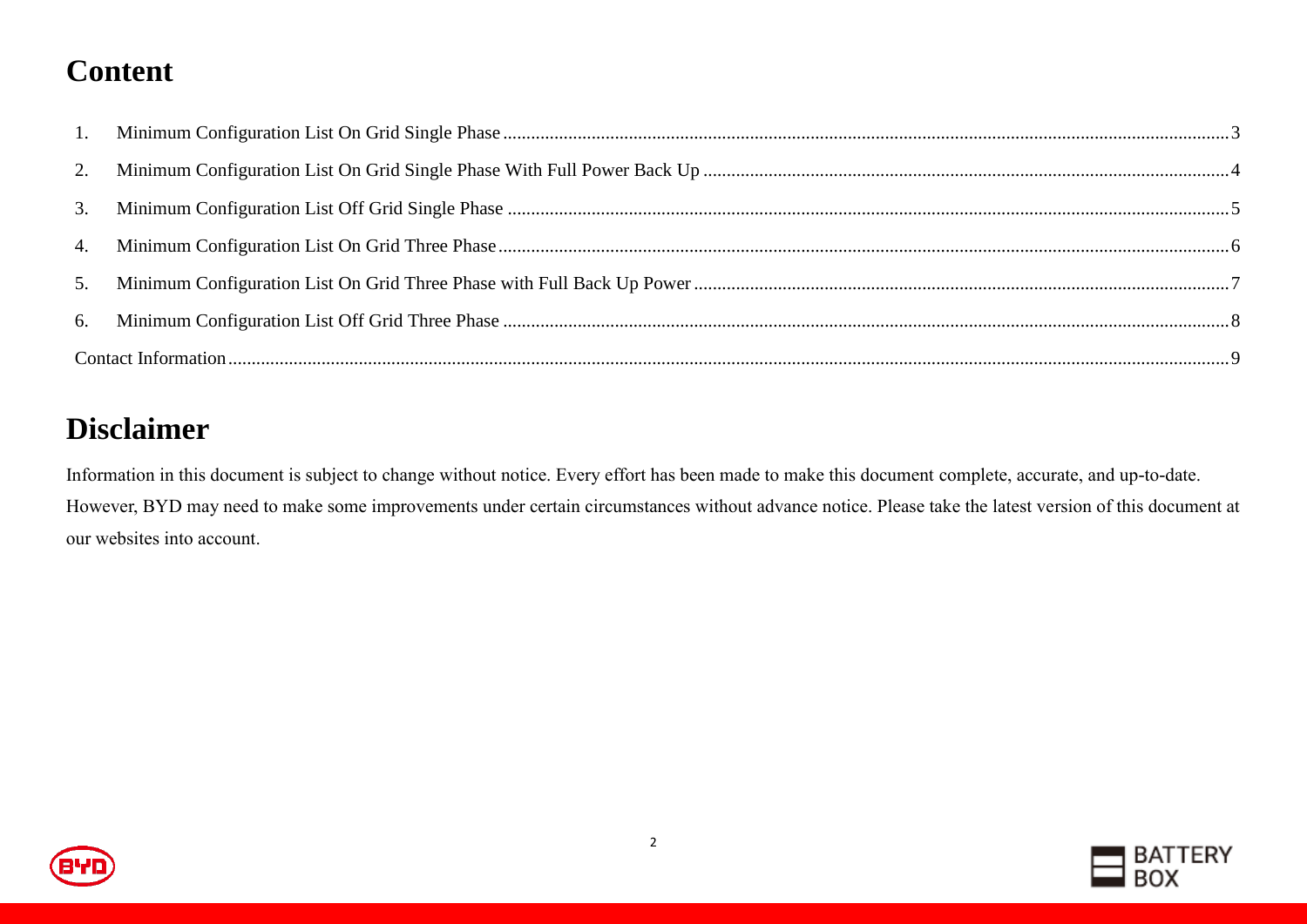# Content

1. Minimum Configuration List On Grid Single Phase ........ 3
2. Minimum Configuration List On Grid Single Phase With Full Power Back Up ........ 4
3. Minimum Configuration List Off Grid Single Phase ........ 5
4. Minimum Configuration List On Grid Three Phase ........ 6
5. Minimum Configuration List On Grid Three Phase with Full Back Up Power ........ 7
6. Minimum Configuration List Off Grid Three Phase ........ 8

Contact Information ........ 9

# Disclaimer

Information in this document is subject to change without notice. Every effort has been made to make this document complete, accurate, and up-to-date. However, BYD may need to make some improvements under certain circumstances without advance notice. Please take the latest version of this document at our websites into account.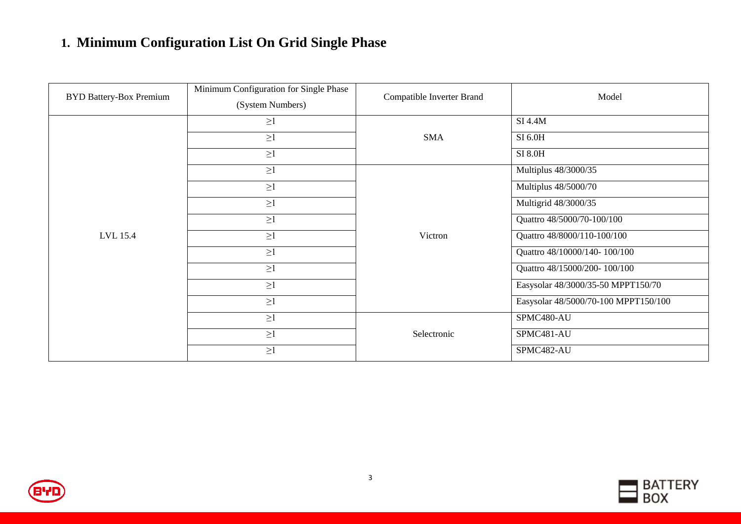## 1. Minimum Configuration List On Grid Single Phase

| BYD Battery-Box Premium | Minimum Configuration for Single Phase (System Numbers) | Compatible Inverter Brand | Model |
|---|---|---|---|
| LVL 15.4 | ≥1 | SMA | SI 4.4M |
| | ≥1 | | SI 6.0H |
| | ≥1 | | SI 8.0H |
| | ≥1 | Victron | Multiplus 48/3000/35 |
| | ≥1 | | Multiplus 48/5000/70 |
| | ≥1 | | Multigrid 48/3000/35 |
| | ≥1 | | Quattro 48/5000/70-100/100 |
| | ≥1 | | Quattro 48/8000/110-100/100 |
| | ≥1 | | Quattro 48/10000/140- 100/100 |
| | ≥1 | | Quattro 48/15000/200- 100/100 |
| | ≥1 | | Easysolar 48/3000/35-50 MPPT150/70 |
| | ≥1 | | Easysolar 48/5000/70-100 MPPT150/100 |
| | ≥1 | Selectronic | SPMC480-AU |
| | ≥1 | | SPMC481-AU |
| | ≥1 | | SPMC482-AU |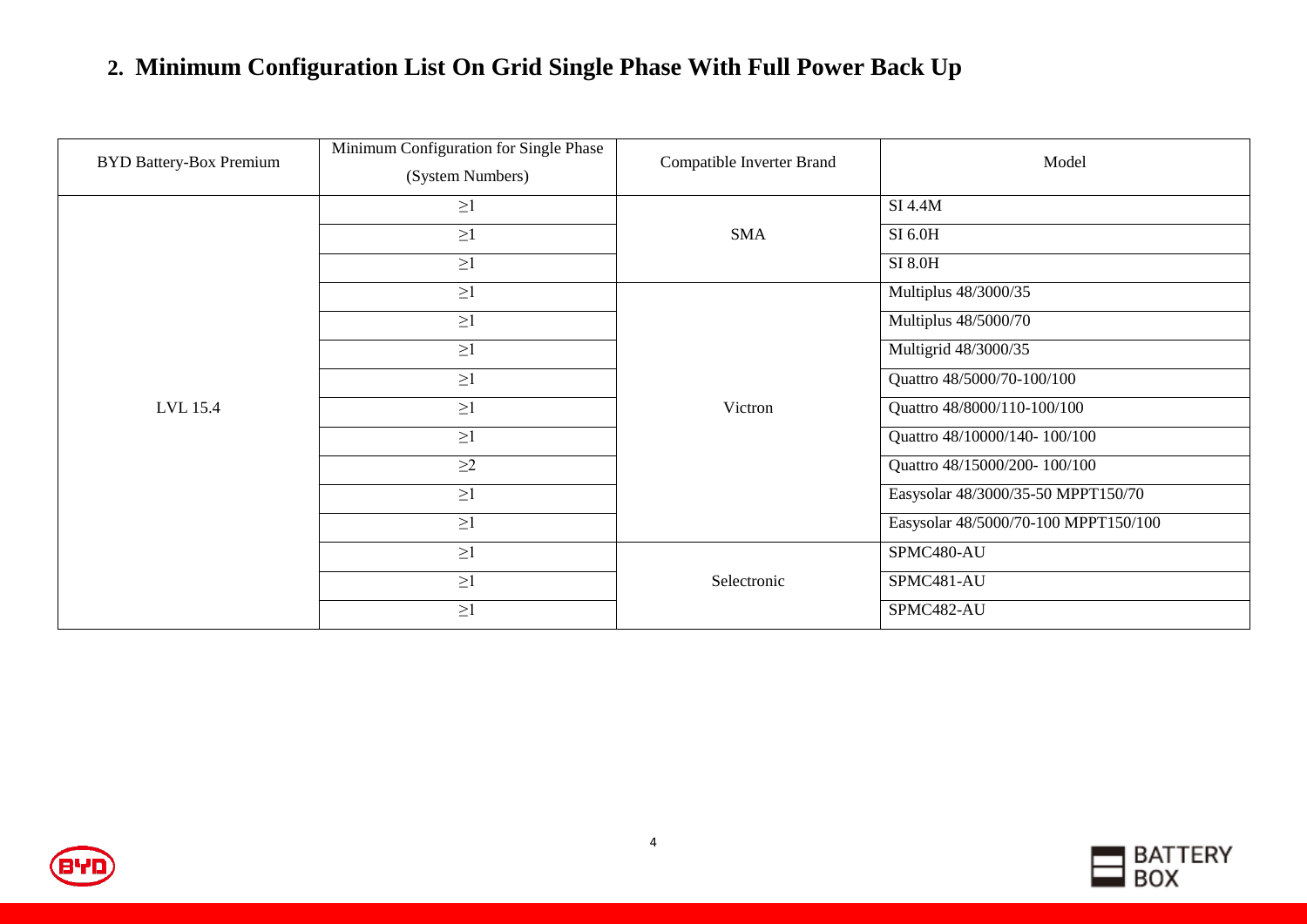## 2. Minimum Configuration List On Grid Single Phase With Full Power Back Up

| BYD Battery-Box Premium | Minimum Configuration for Single Phase (System Numbers) | Compatible Inverter Brand | Model |
|---|---|---|---|
| LVL 15.4 | ≥1 | SMA | SI 4.4M |
| | ≥1 | | SI 6.0H |
| | ≥1 | | SI 8.0H |
| | ≥1 | Victron | Multiplus 48/3000/35 |
| | ≥1 | | Multiplus 48/5000/70 |
| | ≥1 | | Multigrid 48/3000/35 |
| | ≥1 | | Quattro 48/5000/70-100/100 |
| | ≥1 | | Quattro 48/8000/110-100/100 |
| | ≥1 | | Quattro 48/10000/140- 100/100 |
| | ≥2 | | Quattro 48/15000/200- 100/100 |
| | ≥1 | | Easysolar 48/3000/35-50 MPPT150/70 |
| | ≥1 | | Easysolar 48/5000/70-100 MPPT150/100 |
| | ≥1 | Selectronic | SPMC480-AU |
| | ≥1 | | SPMC481-AU |
| | ≥1 | | SPMC482-AU |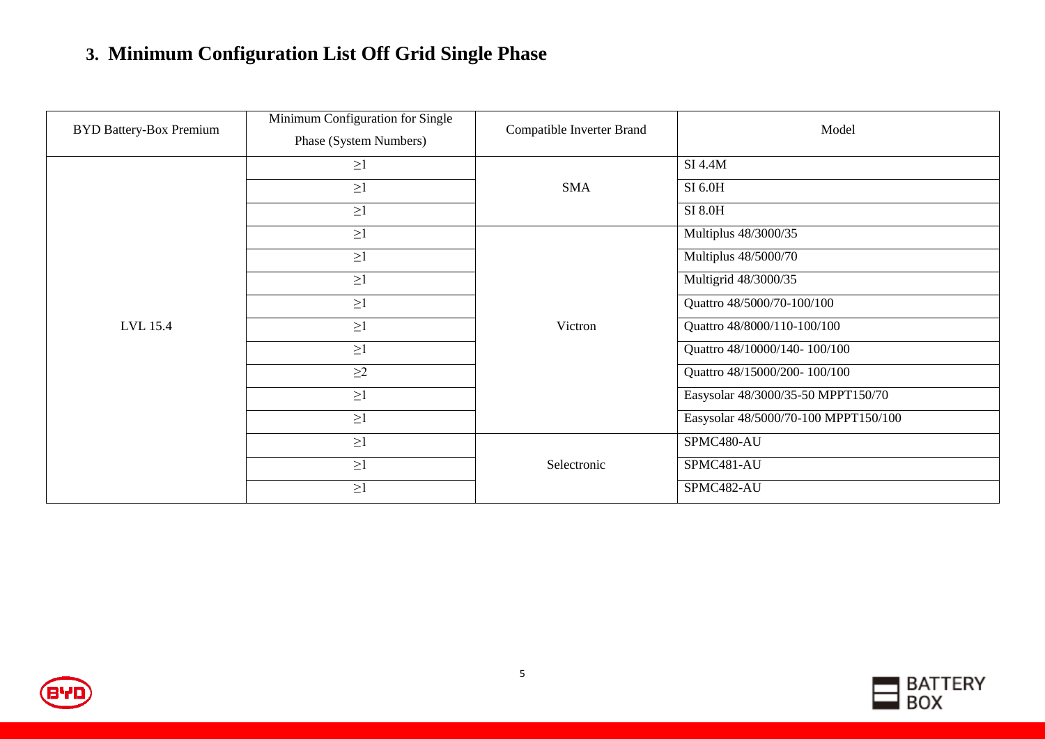## 3. Minimum Configuration List Off Grid Single Phase

| BYD Battery-Box Premium | Minimum Configuration for Single Phase (System Numbers) | Compatible Inverter Brand | Model |
|---|---|---|---|
| LVL 15.4 | ≥1 | SMA | SI 4.4M |
| | ≥1 | | SI 6.0H |
| | ≥1 | | SI 8.0H |
| | ≥1 | Victron | Multiplus 48/3000/35 |
| | ≥1 | | Multiplus 48/5000/70 |
| | ≥1 | | Multigrid 48/3000/35 |
| | ≥1 | | Quattro 48/5000/70-100/100 |
| | ≥1 | | Quattro 48/8000/110-100/100 |
| | ≥1 | | Quattro 48/10000/140- 100/100 |
| | ≥2 | | Quattro 48/15000/200- 100/100 |
| | ≥1 | | Easysolar 48/3000/35-50 MPPT150/70 |
| | ≥1 | | Easysolar 48/5000/70-100 MPPT150/100 |
| | ≥1 | Selectronic | SPMC480-AU |
| | ≥1 | | SPMC481-AU |
| | ≥1 | | SPMC482-AU |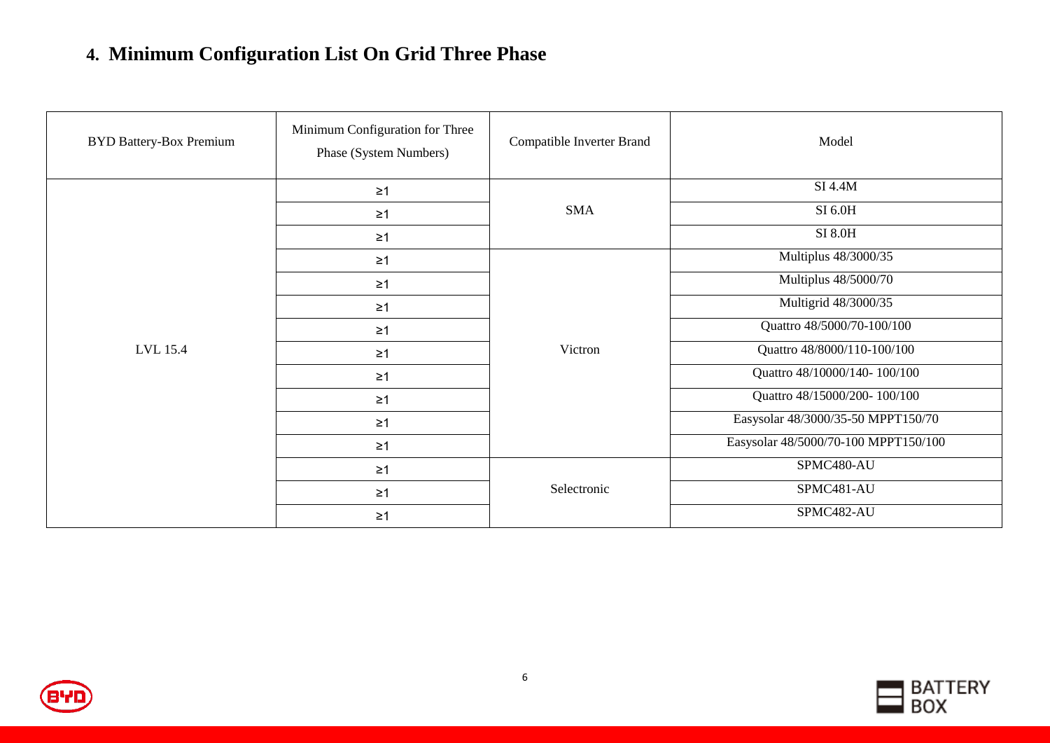## 4. Minimum Configuration List On Grid Three Phase

| BYD Battery-Box Premium | Minimum Configuration for Three Phase (System Numbers) | Compatible Inverter Brand | Model |
|---|---|---|---|
| LVL 15.4 | ≥1 | SMA | SI 4.4M |
| | ≥1 | | SI 6.0H |
| | ≥1 | | SI 8.0H |
| | ≥1 | Victron | Multiplus 48/3000/35 |
| | ≥1 | | Multiplus 48/5000/70 |
| | ≥1 | | Multigrid 48/3000/35 |
| | ≥1 | | Quattro 48/5000/70-100/100 |
| | ≥1 | | Quattro 48/8000/110-100/100 |
| | ≥1 | | Quattro 48/10000/140- 100/100 |
| | ≥1 | | Quattro 48/15000/200- 100/100 |
| | ≥1 | | Easysolar 48/3000/35-50 MPPT150/70 |
| | ≥1 | | Easysolar 48/5000/70-100 MPPT150/100 |
| | ≥1 | Selectronic | SPMC480-AU |
| | ≥1 | | SPMC481-AU |
| | ≥1 | | SPMC482-AU |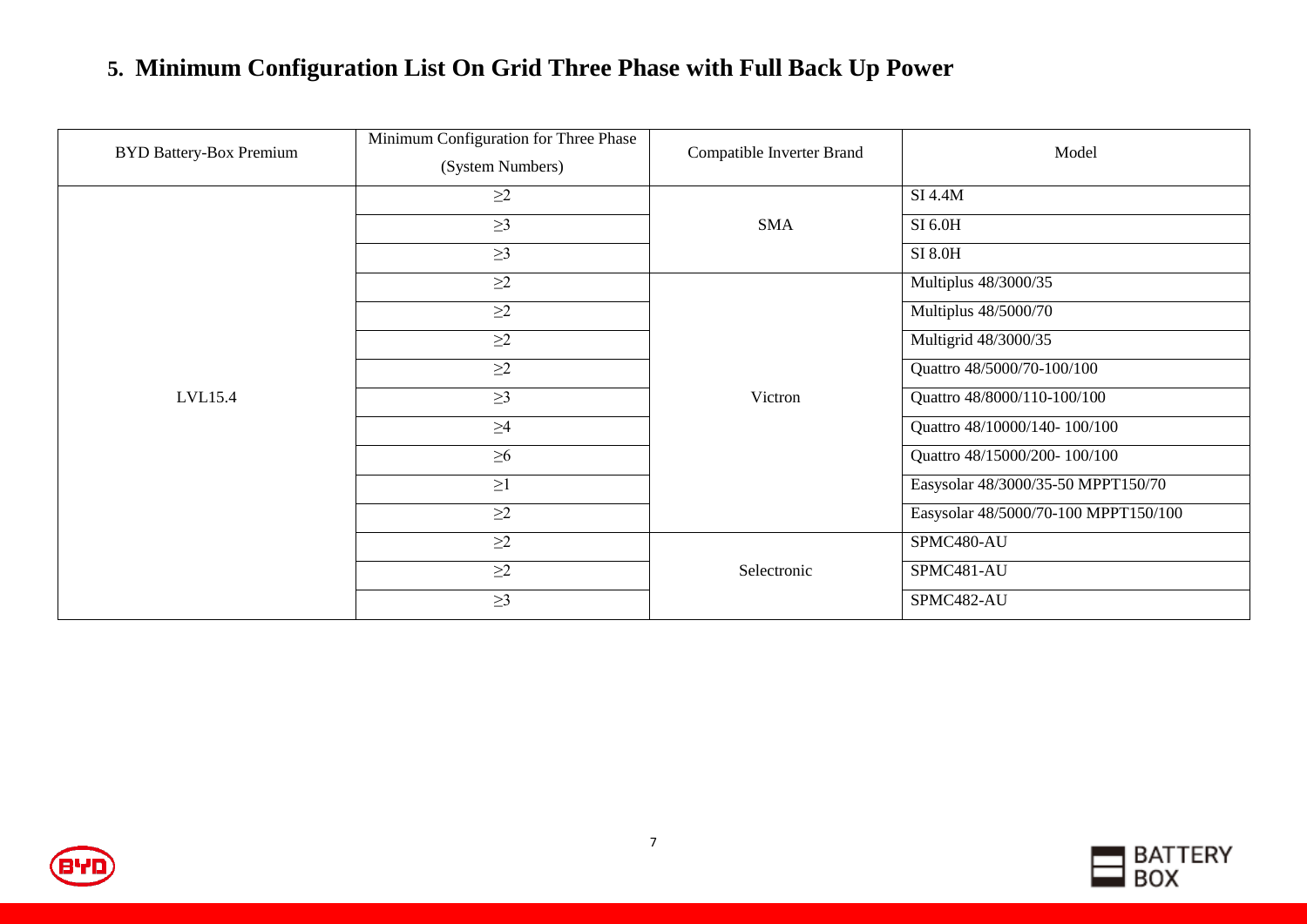## 5. Minimum Configuration List On Grid Three Phase with Full Back Up Power

| BYD Battery-Box Premium | Minimum Configuration for Three Phase (System Numbers) | Compatible Inverter Brand | Model |
|---|---|---|---|
| LVL15.4 | ≥2 | SMA | SI 4.4M |
| | ≥3 | | SI 6.0H |
| | ≥3 | | SI 8.0H |
| | ≥2 | Victron | Multiplus 48/3000/35 |
| | ≥2 | | Multiplus 48/5000/70 |
| | ≥2 | | Multigrid 48/3000/35 |
| | ≥2 | | Quattro 48/5000/70-100/100 |
| | ≥3 | | Quattro 48/8000/110-100/100 |
| | ≥4 | | Quattro 48/10000/140- 100/100 |
| | ≥6 | | Quattro 48/15000/200- 100/100 |
| | ≥1 | | Easysolar 48/3000/35-50 MPPT150/70 |
| | ≥2 | | Easysolar 48/5000/70-100 MPPT150/100 |
| | ≥2 | Selectronic | SPMC480-AU |
| | ≥2 | | SPMC481-AU |
| | ≥3 | | SPMC482-AU |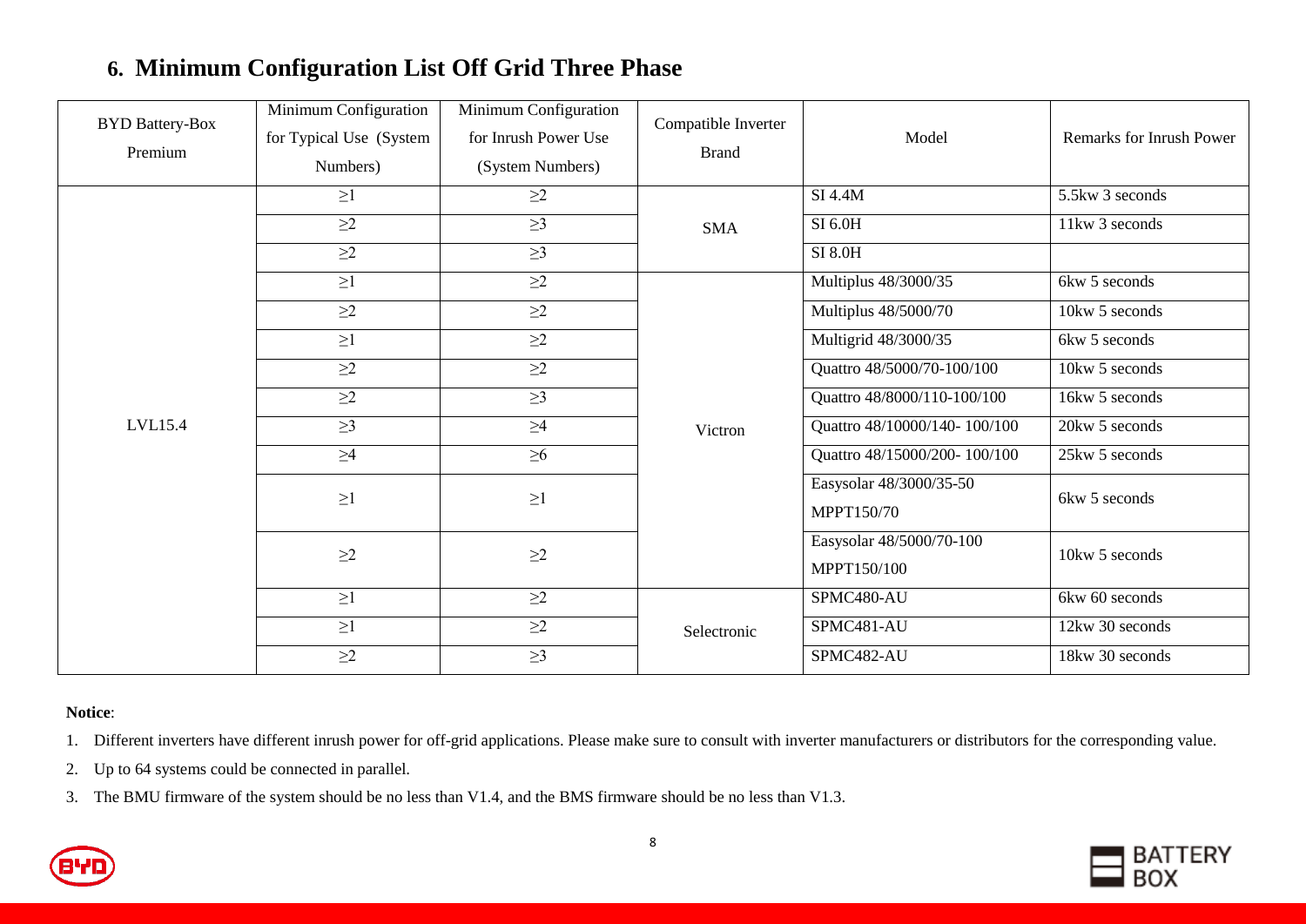## 6. Minimum Configuration List Off Grid Three Phase

| BYD Battery-Box Premium | Minimum Configuration for Typical Use (System Numbers) | Minimum Configuration for Inrush Power Use (System Numbers) | Compatible Inverter Brand | Model | Remarks for Inrush Power |
|---|---|---|---|---|---|
| LVL15.4 | ≥1 | ≥2 | SMA | SI 4.4M | 5.5kw 3 seconds |
| | ≥2 | ≥3 | | SI 6.0H | 11kw 3 seconds |
| | ≥2 | ≥3 | | SI 8.0H | |
| | ≥1 | ≥2 | Victron | Multiplus 48/3000/35 | 6kw 5 seconds |
| | ≥2 | ≥2 | | Multiplus 48/5000/70 | 10kw 5 seconds |
| | ≥1 | ≥2 | | Multigrid 48/3000/35 | 6kw 5 seconds |
| | ≥2 | ≥2 | | Quattro 48/5000/70-100/100 | 10kw 5 seconds |
| | ≥2 | ≥3 | | Quattro 48/8000/110-100/100 | 16kw 5 seconds |
| | ≥3 | ≥4 | | Quattro 48/10000/140- 100/100 | 20kw 5 seconds |
| | ≥4 | ≥6 | | Quattro 48/15000/200- 100/100 | 25kw 5 seconds |
| | ≥1 | ≥1 | | Easysolar 48/3000/35-50 MPPT150/70 | 6kw 5 seconds |
| | ≥2 | ≥2 | | Easysolar 48/5000/70-100 MPPT150/100 | 10kw 5 seconds |
| | ≥1 | ≥2 | Selectronic | SPMC480-AU | 6kw 60 seconds |
| | ≥1 | ≥2 | | SPMC481-AU | 12kw 30 seconds |
| | ≥2 | ≥3 | | SPMC482-AU | 18kw 30 seconds |

**Notice**:

1. Different inverters have different inrush power for off-grid applications. Please make sure to consult with inverter manufacturers or distributors for the corresponding value.
2. Up to 64 systems could be connected in parallel.
3. The BMU firmware of the system should be no less than V1.4, and the BMS firmware should be no less than V1.3.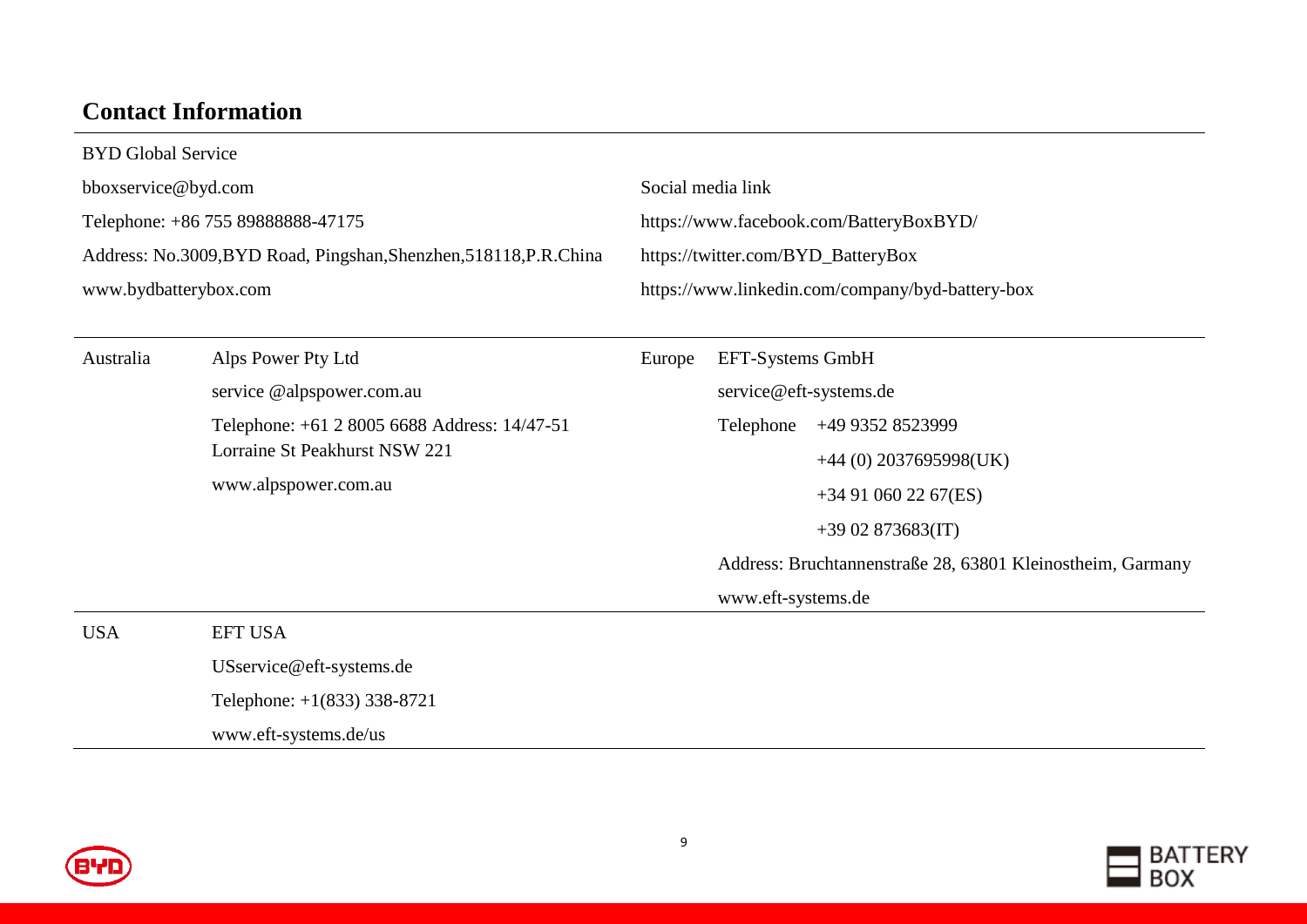## Contact Information

BYD Global Service

bboxservice@byd.com

Telephone: +86 755 89888888-47175

Address: No.3009,BYD Road, Pingshan,Shenzhen,518118,P.R.China

www.bydbatterybox.com

Social media link

https://www.facebook.com/BatteryBoxBYD/

https://twitter.com/BYD_BatteryBox

https://www.linkedin.com/company/byd-battery-box

| | | | |
|---|---|---|---|
| Australia | Alps Power Pty Ltd<br>service @alpspower.com.au<br>Telephone: +61 2 8005 6688 Address: 14/47-51 Lorraine St Peakhurst NSW 221<br>www.alpspower.com.au | Europe | EFT-Systems GmbH<br>service@eft-systems.de<br>Telephone +49 9352 8523999<br>+44 (0) 2037695998(UK)<br>+34 91 060 22 67(ES)<br>+39 02 873683(IT)<br>Address: Bruchtannenstraße 28, 63801 Kleinostheim, Garmany<br>www.eft-systems.de |
| USA | EFT USA<br>USservice@eft-systems.de<br>Telephone: +1(833) 338-8721<br>www.eft-systems.de/us | | |